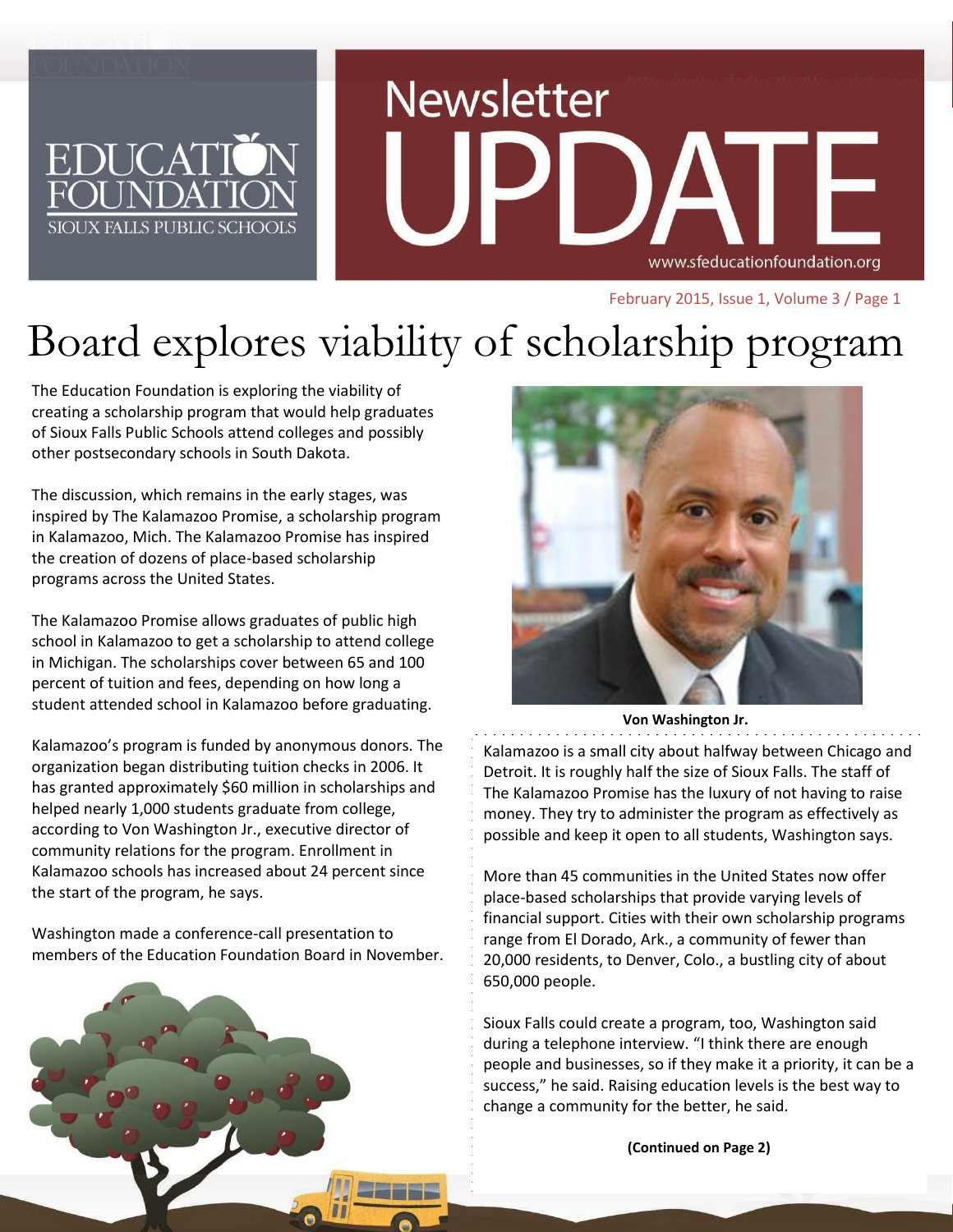# Board explores viability of scholarship program

The Education Foundation is exploring the viability of creating a scholarship program that would help graduates of Sioux Falls Public Schools attend colleges and possibly other postsecondary schools in South Dakota.

The discussion, which remains in the early stages, was inspired by The Kalamazoo Promise, a scholarship program in Kalamazoo, Mich. The Kalamazoo Promise has inspired the creation of dozens of place-based scholarship programs across the United States.

The Kalamazoo Promise allows graduates of public high school in Kalamazoo to get a scholarship to attend college in Michigan. The scholarships cover between 65 and 100 percent of tuition and fees, depending on how long a student attended school in Kalamazoo before graduating.

Kalamazoo's program is funded by anonymous donors. The organization began distributing tuition checks in 2006. It has granted approximately $60 million in scholarships and helped nearly 1,000 students graduate from college, according to Von Washington Jr., executive director of community relations for the program. Enrollment in Kalamazoo schools has increased about 24 percent since the start of the program, he says.

Washington made a conference-call presentation to members of the Education Foundation Board in November.

**Von Washington Jr.**

Kalamazoo is a small city about halfway between Chicago and Detroit. It is roughly half the size of Sioux Falls. The staff of The Kalamazoo Promise has the luxury of not having to raise money. They try to administer the program as effectively as possible and keep it open to all students, Washington says.

More than 45 communities in the United States now offer place-based scholarships that provide varying levels of financial support. Cities with their own scholarship programs range from El Dorado, Ark., a community of fewer than 20,000 residents, to Denver, Colo., a bustling city of about 650,000 people.

Sioux Falls could create a program, too, Washington said during a telephone interview. "I think there are enough people and businesses, so if they make it a priority, it can be a success," he said. Raising education levels is the best way to change a community for the better, he said.

**(Continued on Page 2)**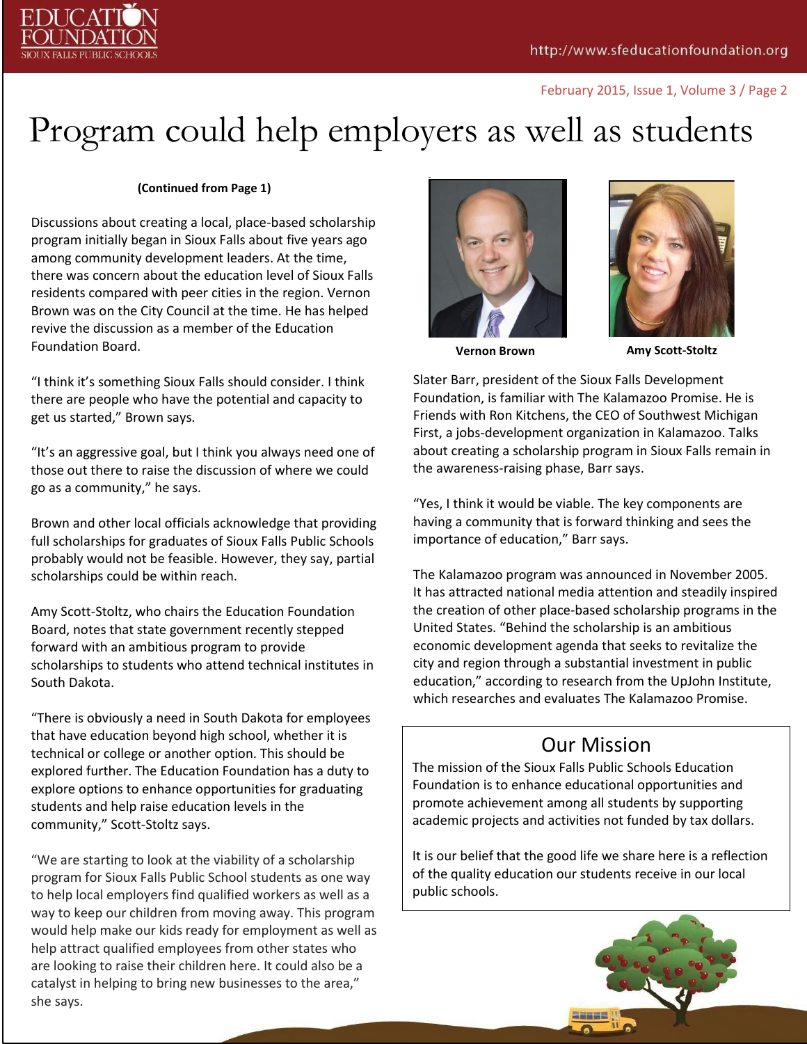# Program could help employers as well as students

**(Continued from Page 1)**

Discussions about creating a local, place-based scholarship program initially began in Sioux Falls about five years ago among community development leaders. At the time, there was concern about the education level of Sioux Falls residents compared with peer cities in the region. Vernon Brown was on the City Council at the time. He has helped revive the discussion as a member of the Education Foundation Board.

"I think it's something Sioux Falls should consider. I think there are people who have the potential and capacity to get us started," Brown says.

"It's an aggressive goal, but I think you always need one of those out there to raise the discussion of where we could go as a community," he says.

Brown and other local officials acknowledge that providing full scholarships for graduates of Sioux Falls Public Schools probably would not be feasible. However, they say, partial scholarships could be within reach.

Amy Scott-Stoltz, who chairs the Education Foundation Board, notes that state government recently stepped forward with an ambitious program to provide scholarships to students who attend technical institutes in South Dakota.

"There is obviously a need in South Dakota for employees that have education beyond high school, whether it is technical or college or another option. This should be explored further. The Education Foundation has a duty to explore options to enhance opportunities for graduating students and help raise education levels in the community," Scott-Stoltz says.

"We are starting to look at the viability of a scholarship program for Sioux Falls Public School students as one way to help local employers find qualified workers as well as a way to keep our children from moving away. This program would help make our kids ready for employment as well as help attract qualified employees from other states who are looking to raise their children here. It could also be a catalyst in helping to bring new businesses to the area," she says.

**Vernon Brown** **Amy Scott-Stoltz**

Slater Barr, president of the Sioux Falls Development Foundation, is familiar with The Kalamazoo Promise. He is Friends with Ron Kitchens, the CEO of Southwest Michigan First, a jobs-development organization in Kalamazoo. Talks about creating a scholarship program in Sioux Falls remain in the awareness-raising phase, Barr says.

"Yes, I think it would be viable. The key components are having a community that is forward thinking and sees the importance of education," Barr says.

The Kalamazoo program was announced in November 2005. It has attracted national media attention and steadily inspired the creation of other place-based scholarship programs in the United States. "Behind the scholarship is an ambitious economic development agenda that seeks to revitalize the city and region through a substantial investment in public education," according to research from the UpJohn Institute, which researches and evaluates The Kalamazoo Promise.

## Our Mission

The mission of the Sioux Falls Public Schools Education Foundation is to enhance educational opportunities and promote achievement among all students by supporting academic projects and activities not funded by tax dollars.

It is our belief that the good life we share here is a reflection of the quality education our students receive in our local public schools.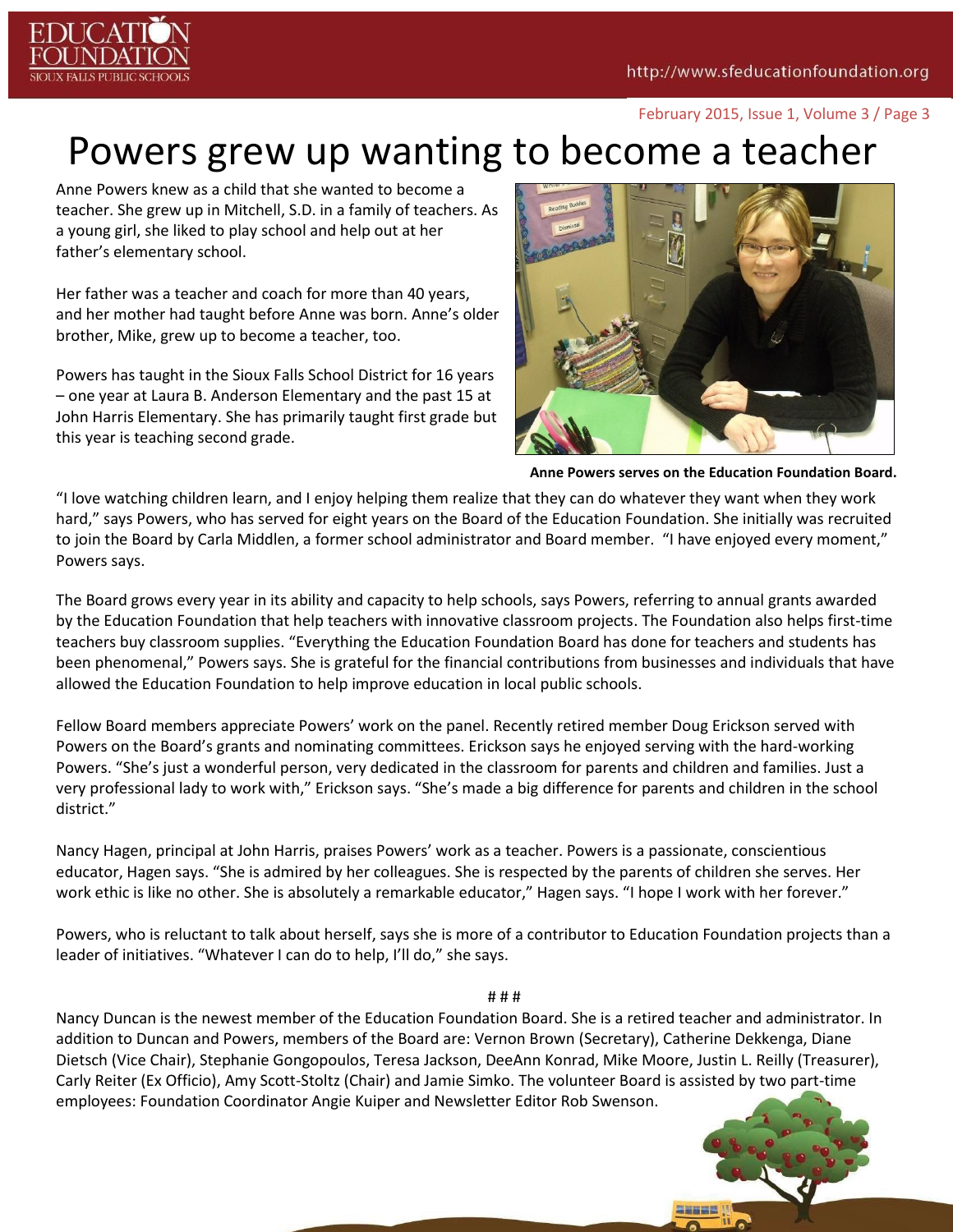# Powers grew up wanting to become a teacher

Anne Powers knew as a child that she wanted to become a teacher. She grew up in Mitchell, S.D. in a family of teachers. As a young girl, she liked to play school and help out at her father's elementary school.

Her father was a teacher and coach for more than 40 years, and her mother had taught before Anne was born. Anne's older brother, Mike, grew up to become a teacher, too.

Powers has taught in the Sioux Falls School District for 16 years – one year at Laura B. Anderson Elementary and the past 15 at John Harris Elementary. She has primarily taught first grade but this year is teaching second grade.

**Anne Powers serves on the Education Foundation Board.**

"I love watching children learn, and I enjoy helping them realize that they can do whatever they want when they work hard," says Powers, who has served for eight years on the Board of the Education Foundation. She initially was recruited to join the Board by Carla Middlen, a former school administrator and Board member. "I have enjoyed every moment," Powers says.

The Board grows every year in its ability and capacity to help schools, says Powers, referring to annual grants awarded by the Education Foundation that help teachers with innovative classroom projects. The Foundation also helps first-time teachers buy classroom supplies. "Everything the Education Foundation Board has done for teachers and students has been phenomenal," Powers says. She is grateful for the financial contributions from businesses and individuals that have allowed the Education Foundation to help improve education in local public schools.

Fellow Board members appreciate Powers' work on the panel. Recently retired member Doug Erickson served with Powers on the Board's grants and nominating committees. Erickson says he enjoyed serving with the hard-working Powers. "She's just a wonderful person, very dedicated in the classroom for parents and children and families. Just a very professional lady to work with," Erickson says. "She's made a big difference for parents and children in the school district."

Nancy Hagen, principal at John Harris, praises Powers' work as a teacher. Powers is a passionate, conscientious educator, Hagen says. "She is admired by her colleagues. She is respected by the parents of children she serves. Her work ethic is like no other. She is absolutely a remarkable educator," Hagen says. "I hope I work with her forever."

Powers, who is reluctant to talk about herself, says she is more of a contributor to Education Foundation projects than a leader of initiatives. "Whatever I can do to help, I'll do," she says.

# # #

Nancy Duncan is the newest member of the Education Foundation Board. She is a retired teacher and administrator. In addition to Duncan and Powers, members of the Board are: Vernon Brown (Secretary), Catherine Dekkenga, Diane Dietsch (Vice Chair), Stephanie Gongopoulos, Teresa Jackson, DeeAnn Konrad, Mike Moore, Justin L. Reilly (Treasurer), Carly Reiter (Ex Officio), Amy Scott-Stoltz (Chair) and Jamie Simko. The volunteer Board is assisted by two part-time employees: Foundation Coordinator Angie Kuiper and Newsletter Editor Rob Swenson.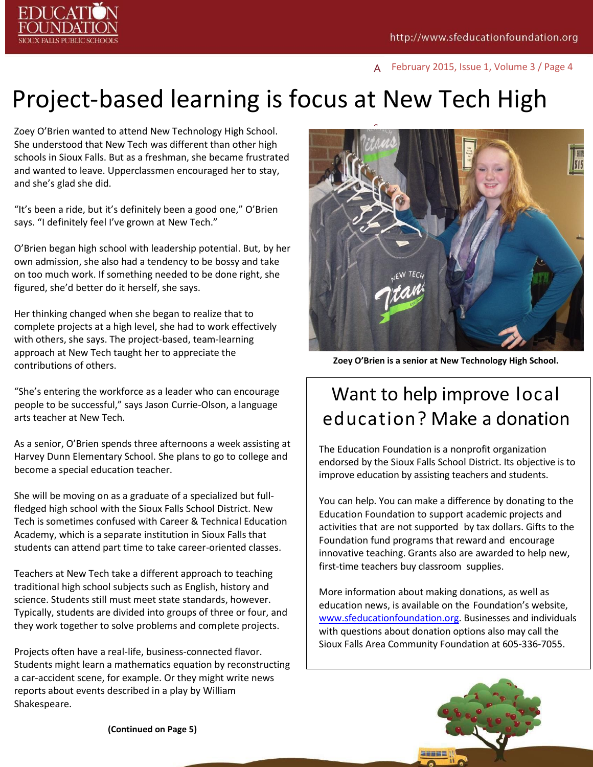# Project-based learning is focus at New Tech High

Zoey O'Brien wanted to attend New Technology High School. She understood that New Tech was different than other high schools in Sioux Falls. But as a freshman, she became frustrated and wanted to leave. Upperclassmen encouraged her to stay, and she's glad she did.

"It's been a ride, but it's definitely been a good one," O'Brien says. "I definitely feel I've grown at New Tech."

O'Brien began high school with leadership potential. But, by her own admission, she also had a tendency to be bossy and take on too much work. If something needed to be done right, she figured, she'd better do it herself, she says.

Her thinking changed when she began to realize that to complete projects at a high level, she had to work effectively with others, she says. The project-based, team-learning approach at New Tech taught her to appreciate the contributions of others.

"She's entering the workforce as a leader who can encourage people to be successful," says Jason Currie-Olson, a language arts teacher at New Tech.

As a senior, O'Brien spends three afternoons a week assisting at Harvey Dunn Elementary School. She plans to go to college and become a special education teacher.

She will be moving on as a graduate of a specialized but full-fledged high school with the Sioux Falls School District. New Tech is sometimes confused with Career & Technical Education Academy, which is a separate institution in Sioux Falls that students can attend part time to take career-oriented classes.

Teachers at New Tech take a different approach to teaching traditional high school subjects such as English, history and science. Students still must meet state standards, however. Typically, students are divided into groups of three or four, and they work together to solve problems and complete projects.

Projects often have a real-life, business-connected flavor. Students might learn a mathematics equation by reconstructing a car-accident scene, for example. Or they might write news reports about events described in a play by William Shakespeare.

**(Continued on Page 5)**

**Zoey O'Brien is a senior at New Technology High School.**

## Want to help improve local education? Make a donation

The Education Foundation is a nonprofit organization endorsed by the Sioux Falls School District. Its objective is to improve education by assisting teachers and students.

You can help. You can make a difference by donating to the Education Foundation to support academic projects and activities that are not supported by tax dollars. Gifts to the Foundation fund programs that reward and encourage innovative teaching. Grants also are awarded to help new, first-time teachers buy classroom supplies.

More information about making donations, as well as education news, is available on the Foundation's website, www.sfeducationfoundation.org. Businesses and individuals with questions about donation options also may call the Sioux Falls Area Community Foundation at 605-336-7055.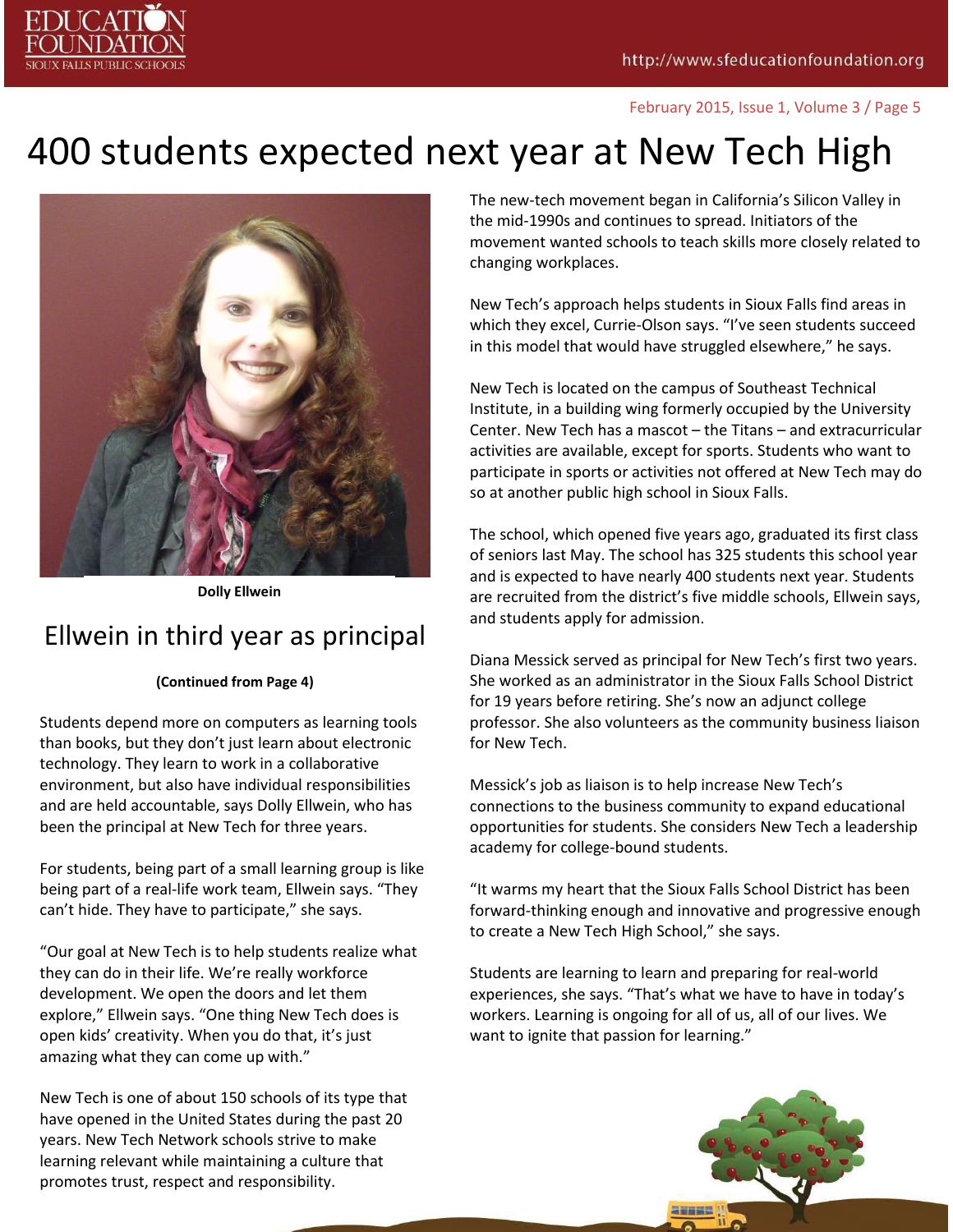# 400 students expected next year at New Tech High

Dolly Ellwein

## Ellwein in third year as principal

**(Continued from Page 4)**

Students depend more on computers as learning tools than books, but they don't just learn about electronic technology. They learn to work in a collaborative environment, but also have individual responsibilities and are held accountable, says Dolly Ellwein, who has been the principal at New Tech for three years.

For students, being part of a small learning group is like being part of a real-life work team, Ellwein says. "They can't hide. They have to participate," she says.

"Our goal at New Tech is to help students realize what they can do in their life. We're really workforce development. We open the doors and let them explore," Ellwein says. "One thing New Tech does is open kids' creativity. When you do that, it's just amazing what they can come up with."

New Tech is one of about 150 schools of its type that have opened in the United States during the past 20 years. New Tech Network schools strive to make learning relevant while maintaining a culture that promotes trust, respect and responsibility.

The new-tech movement began in California's Silicon Valley in the mid-1990s and continues to spread. Initiators of the movement wanted schools to teach skills more closely related to changing workplaces.

New Tech's approach helps students in Sioux Falls find areas in which they excel, Currie-Olson says. "I've seen students succeed in this model that would have struggled elsewhere," he says.

New Tech is located on the campus of Southeast Technical Institute, in a building wing formerly occupied by the University Center. New Tech has a mascot – the Titans – and extracurricular activities are available, except for sports. Students who want to participate in sports or activities not offered at New Tech may do so at another public high school in Sioux Falls.

The school, which opened five years ago, graduated its first class of seniors last May. The school has 325 students this school year and is expected to have nearly 400 students next year. Students are recruited from the district's five middle schools, Ellwein says, and students apply for admission.

Diana Messick served as principal for New Tech's first two years. She worked as an administrator in the Sioux Falls School District for 19 years before retiring. She's now an adjunct college professor. She also volunteers as the community business liaison for New Tech.

Messick's job as liaison is to help increase New Tech's connections to the business community to expand educational opportunities for students. She considers New Tech a leadership academy for college-bound students.

"It warms my heart that the Sioux Falls School District has been forward-thinking enough and innovative and progressive enough to create a New Tech High School," she says.

Students are learning to learn and preparing for real-world experiences, she says. "That's what we have to have in today's workers. Learning is ongoing for all of us, all of our lives. We want to ignite that passion for learning."